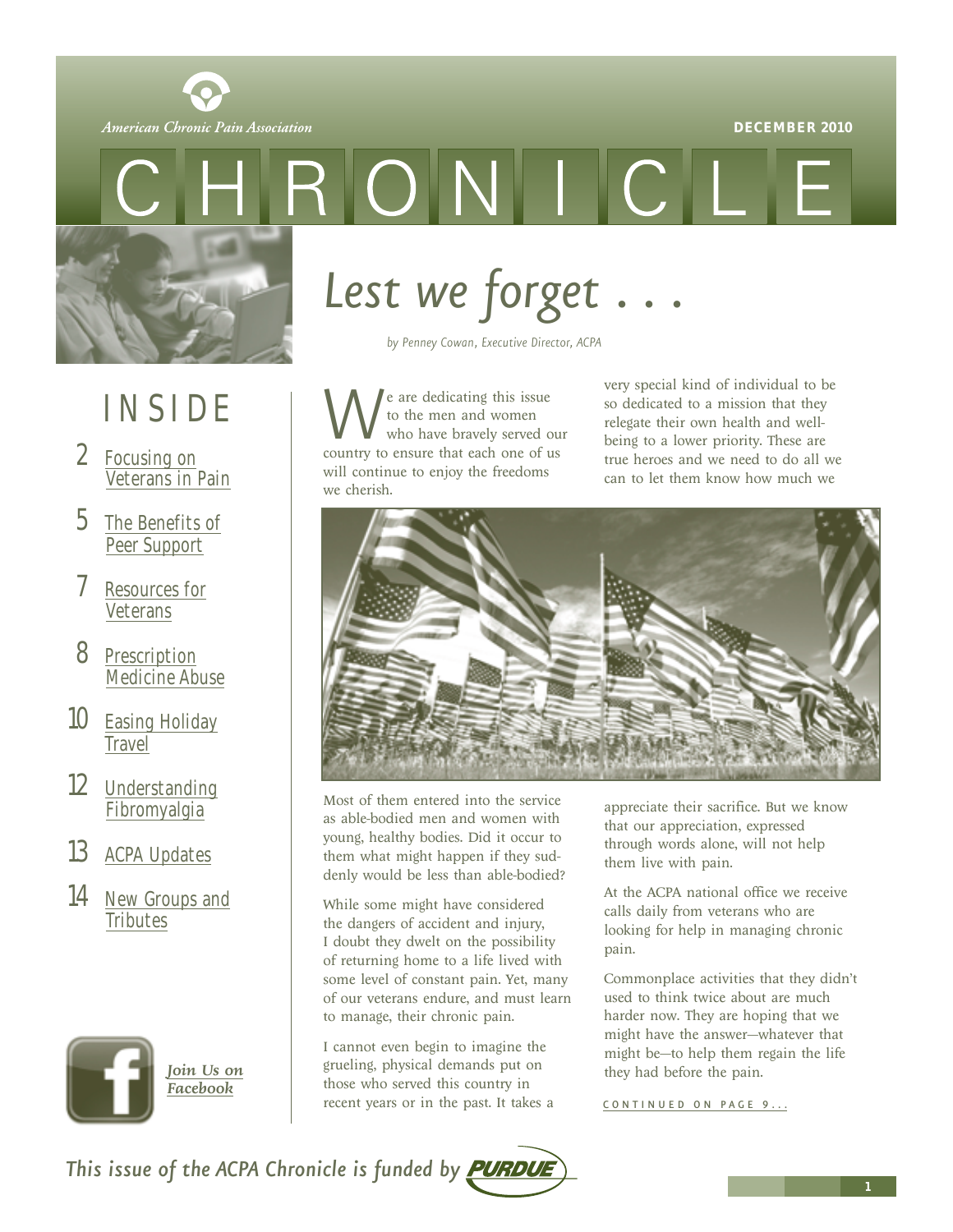American Chronic Pain Association

DECEMBER 2010

# CHRONICLE

## INSIDE

- 2 Focusing on Veterans in Pain
- 5 The Benefits of Peer Support
- 7 Resources for Veterans
- 8 Prescription Medicine Abuse
- 10 Easing Holiday Travel
- 12 Understanding Fibromyalgia
- 13 ACPA Updates
- 14 New Groups and Tributes

*Join Us on Facebook*

# *Lest we forget . . .*

*by Penney Cowan, Executive Director, ACPA*

We are dedicating this issue to the men and women who have bravely served our country to ensure that each one of us will continue to enjoy the freedoms we cherish.

Most of them entered into the service as able-bodied men and women with young, healthy bodies. Did it occur to them what might happen if they suddenly would be less than able-bodied?

While some might have considered the dangers of accident and injury, I doubt they dwelt on the possibility of returning home to a life lived with some level of constant pain. Yet, many of our veterans endure, and must learn to manage, their chronic pain.

I cannot even begin to imagine the grueling, physical demands put on those who served this country in recent years or in the past. It takes a very special kind of individual to be so dedicated to a mission that they relegate their own health and well-being to a lower priority. These are true heroes and we need to do all we can to let them know how much we appreciate their sacrifice. But we know that our appreciation, expressed through words alone, will not help them live with pain.

At the ACPA national office we receive calls daily from veterans who are looking for help in managing chronic pain.

Commonplace activities that they didn't used to think twice about are much harder now. They are hoping that we might have the answer—whatever that might be—to help them regain the life they had before the pain.

CONTINUED ON PAGE 9...

*This issue of the ACPA Chronicle is funded by* PURDUE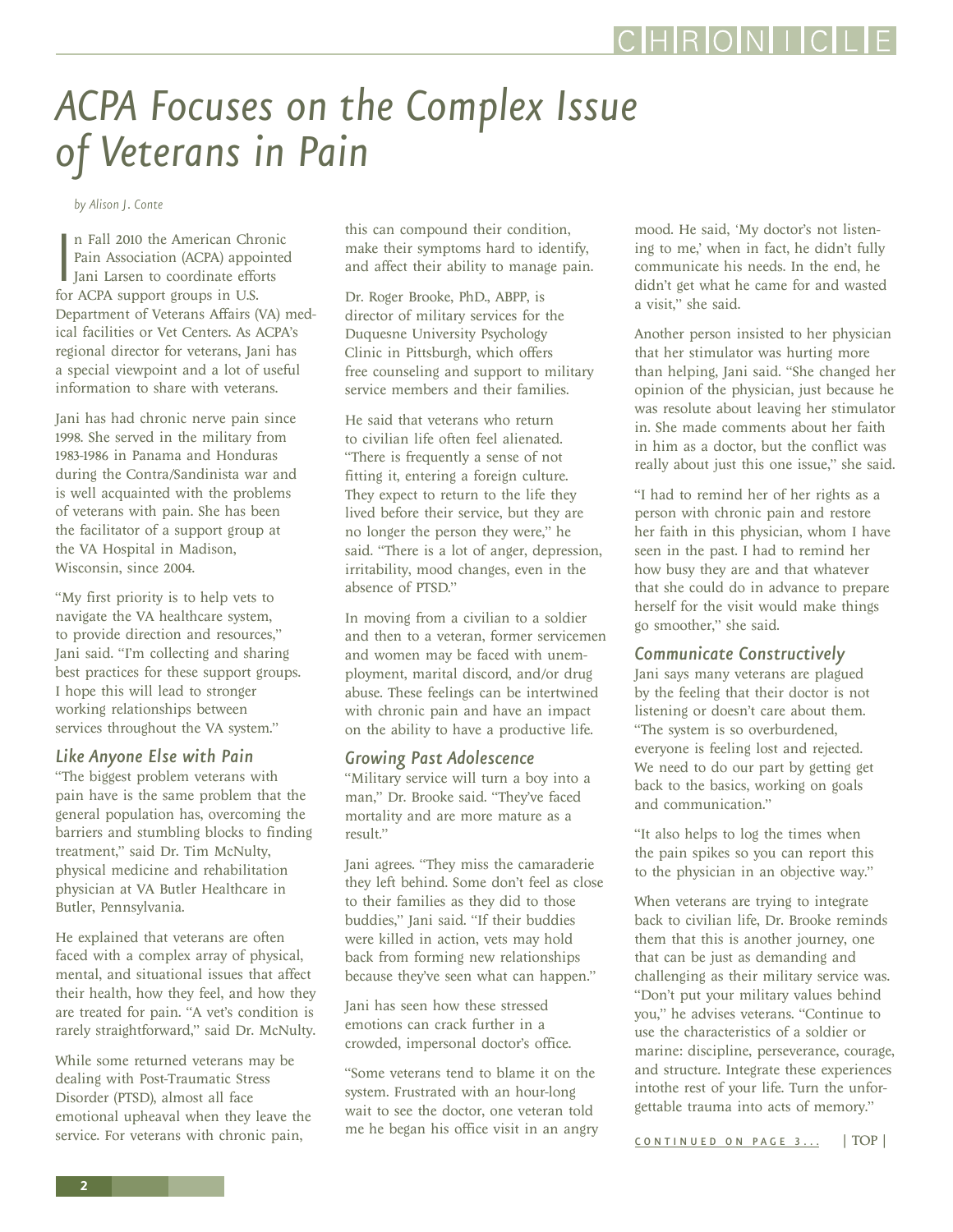# ACPA Focuses on the Complex Issue of Veterans in Pain

*by Alison J. Conte*

In Fall 2010 the American Chronic Pain Association (ACPA) appointed Jani Larsen to coordinate efforts for ACPA support groups in U.S. Department of Veterans Affairs (VA) medical facilities or Vet Centers. As ACPA's regional director for veterans, Jani has a special viewpoint and a lot of useful information to share with veterans.

Jani has had chronic nerve pain since 1998. She served in the military from 1983-1986 in Panama and Honduras during the Contra/Sandinista war and is well acquainted with the problems of veterans with pain. She has been the facilitator of a support group at the VA Hospital in Madison, Wisconsin, since 2004.

"My first priority is to help vets to navigate the VA healthcare system, to provide direction and resources," Jani said. "I'm collecting and sharing best practices for these support groups. I hope this will lead to stronger working relationships between services throughout the VA system."

## Like Anyone Else with Pain

"The biggest problem veterans with pain have is the same problem that the general population has, overcoming the barriers and stumbling blocks to finding treatment," said Dr. Tim McNulty, physical medicine and rehabilitation physician at VA Butler Healthcare in Butler, Pennsylvania.

He explained that veterans are often faced with a complex array of physical, mental, and situational issues that affect their health, how they feel, and how they are treated for pain. "A vet's condition is rarely straightforward," said Dr. McNulty.

While some returned veterans may be dealing with Post-Traumatic Stress Disorder (PTSD), almost all face emotional upheaval when they leave the service. For veterans with chronic pain, this can compound their condition, make their symptoms hard to identify, and affect their ability to manage pain.

Dr. Roger Brooke, PhD., ABPP, is director of military services for the Duquesne University Psychology Clinic in Pittsburgh, which offers free counseling and support to military service members and their families.

He said that veterans who return to civilian life often feel alienated. "There is frequently a sense of not fitting it, entering a foreign culture. They expect to return to the life they lived before their service, but they are no longer the person they were," he said. "There is a lot of anger, depression, irritability, mood changes, even in the absence of PTSD."

In moving from a civilian to a soldier and then to a veteran, former servicemen and women may be faced with unemployment, marital discord, and/or drug abuse. These feelings can be intertwined with chronic pain and have an impact on the ability to have a productive life.

## Growing Past Adolescence

"Military service will turn a boy into a man," Dr. Brooke said. "They've faced mortality and are more mature as a result."

Jani agrees. "They miss the camaraderie they left behind. Some don't feel as close to their families as they did to those buddies," Jani said. "If their buddies were killed in action, vets may hold back from forming new relationships because they've seen what can happen."

Jani has seen how these stressed emotions can crack further in a crowded, impersonal doctor's office.

"Some veterans tend to blame it on the system. Frustrated with an hour-long wait to see the doctor, one veteran told me he began his office visit in an angry mood. He said, 'My doctor's not listening to me,' when in fact, he didn't fully communicate his needs. In the end, he didn't get what he came for and wasted a visit," she said.

Another person insisted to her physician that her stimulator was hurting more than helping, Jani said. "She changed her opinion of the physician, just because he was resolute about leaving her stimulator in. She made comments about her faith in him as a doctor, but the conflict was really about just this one issue," she said.

"I had to remind her of her rights as a person with chronic pain and restore her faith in this physician, whom I have seen in the past. I had to remind her how busy they are and that whatever that she could do in advance to prepare herself for the visit would make things go smoother," she said.

## Communicate Constructively

Jani says many veterans are plagued by the feeling that their doctor is not listening or doesn't care about them. "The system is so overburdened, everyone is feeling lost and rejected. We need to do our part by getting get back to the basics, working on goals and communication."

"It also helps to log the times when the pain spikes so you can report this to the physician in an objective way."

When veterans are trying to integrate back to civilian life, Dr. Brooke reminds them that this is another journey, one that can be just as demanding and challenging as their military service was. "Don't put your military values behind you," he advises veterans. "Continue to use the characteristics of a soldier or marine: discipline, perseverance, courage, and structure. Integrate these experiences intothe rest of your life. Turn the unforgettable trauma into acts of memory."

CONTINUED ON PAGE 3... | TOP |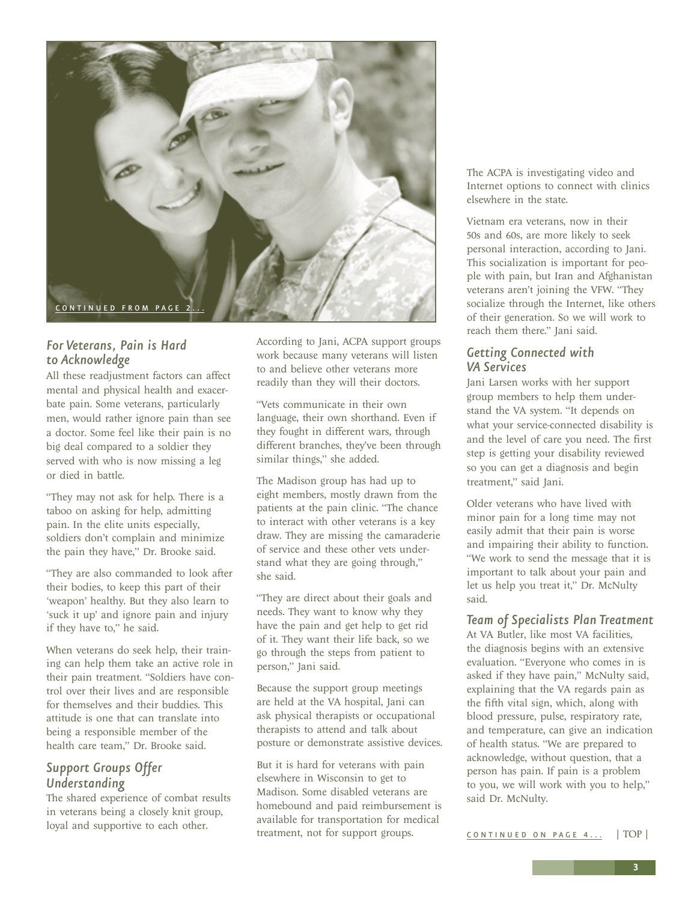CONTINUED FROM PAGE 2...

## For Veterans, Pain is Hard to Acknowledge

All these readjustment factors can affect mental and physical health and exacerbate pain. Some veterans, particularly men, would rather ignore pain than see a doctor. Some feel like their pain is no big deal compared to a soldier they served with who is now missing a leg or died in battle.

"They may not ask for help. There is a taboo on asking for help, admitting pain. In the elite units especially, soldiers don't complain and minimize the pain they have," Dr. Brooke said.

"They are also commanded to look after their bodies, to keep this part of their 'weapon' healthy. But they also learn to 'suck it up' and ignore pain and injury if they have to," he said.

When veterans do seek help, their training can help them take an active role in their pain treatment. "Soldiers have control over their lives and are responsible for themselves and their buddies. This attitude is one that can translate into being a responsible member of the health care team," Dr. Brooke said.

## Support Groups Offer Understanding

The shared experience of combat results in veterans being a closely knit group, loyal and supportive to each other.

According to Jani, ACPA support groups work because many veterans will listen to and believe other veterans more readily than they will their doctors.

"Vets communicate in their own language, their own shorthand. Even if they fought in different wars, through different branches, they've been through similar things," she added.

The Madison group has had up to eight members, mostly drawn from the patients at the pain clinic. "The chance to interact with other veterans is a key draw. They are missing the camaraderie of service and these other vets understand what they are going through," she said.

"They are direct about their goals and needs. They want to know why they have the pain and get help to get rid of it. They want their life back, so we go through the steps from patient to person," Jani said.

Because the support group meetings are held at the VA hospital, Jani can ask physical therapists or occupational therapists to attend and talk about posture or demonstrate assistive devices.

But it is hard for veterans with pain elsewhere in Wisconsin to get to Madison. Some disabled veterans are homebound and paid reimbursement is available for transportation for medical treatment, not for support groups.

The ACPA is investigating video and Internet options to connect with clinics elsewhere in the state.

Vietnam era veterans, now in their 50s and 60s, are more likely to seek personal interaction, according to Jani. This socialization is important for people with pain, but Iran and Afghanistan veterans aren't joining the VFW. "They socialize through the Internet, like others of their generation. So we will work to reach them there." Jani said.

## Getting Connected with VA Services

Jani Larsen works with her support group members to help them understand the VA system. "It depends on what your service-connected disability is and the level of care you need. The first step is getting your disability reviewed so you can get a diagnosis and begin treatment," said Jani.

Older veterans who have lived with minor pain for a long time may not easily admit that their pain is worse and impairing their ability to function. "We work to send the message that it is important to talk about your pain and let us help you treat it," Dr. McNulty said.

## Team of Specialists Plan Treatment

At VA Butler, like most VA facilities, the diagnosis begins with an extensive evaluation. "Everyone who comes in is asked if they have pain," McNulty said, explaining that the VA regards pain as the fifth vital sign, which, along with blood pressure, pulse, respiratory rate, and temperature, can give an indication of health status. "We are prepared to acknowledge, without question, that a person has pain. If pain is a problem to you, we will work with you to help," said Dr. McNulty.

CONTINUED ON PAGE 4... | TOP |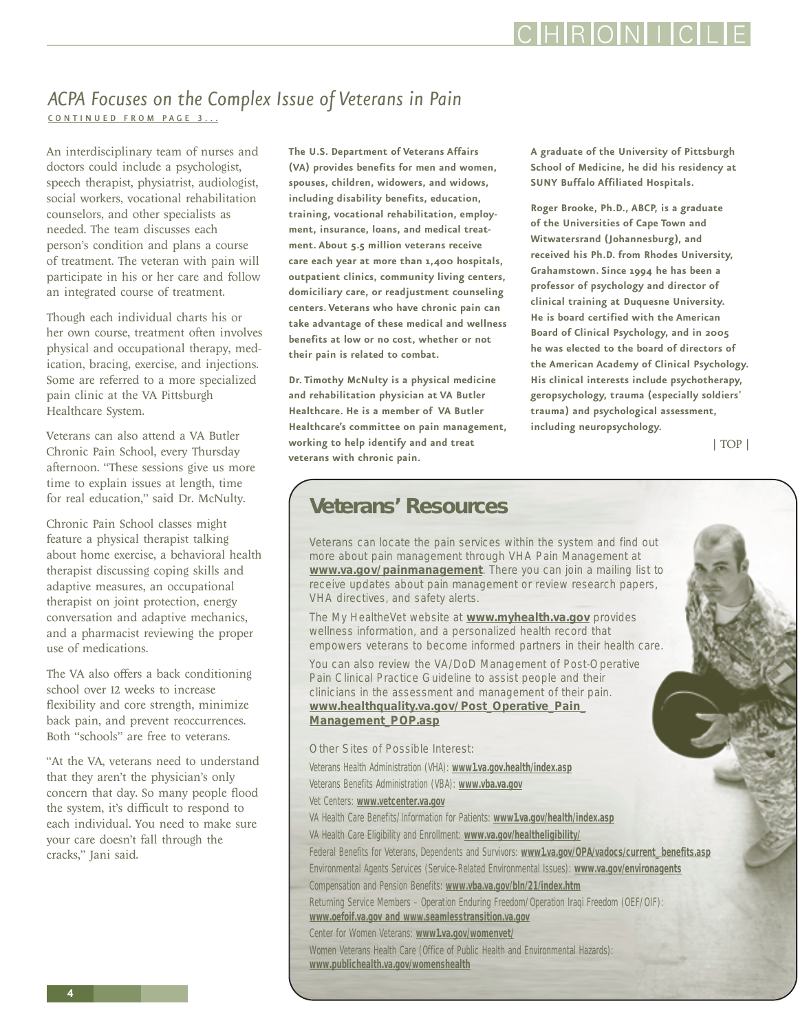## ACPA Focuses on the Complex Issue of Veterans in Pain

CONTINUED FROM PAGE 3...

An interdisciplinary team of nurses and doctors could include a psychologist, speech therapist, physiatrist, audiologist, social workers, vocational rehabilitation counselors, and other specialists as needed. The team discusses each person's condition and plans a course of treatment. The veteran with pain will participate in his or her care and follow an integrated course of treatment.

Though each individual charts his or her own course, treatment often involves physical and occupational therapy, medication, bracing, exercise, and injections. Some are referred to a more specialized pain clinic at the VA Pittsburgh Healthcare System.

Veterans can also attend a VA Butler Chronic Pain School, every Thursday afternoon. "These sessions give us more time to explain issues at length, time for real education," said Dr. McNulty.

Chronic Pain School classes might feature a physical therapist talking about home exercise, a behavioral health therapist discussing coping skills and adaptive measures, an occupational therapist on joint protection, energy conversation and adaptive mechanics, and a pharmacist reviewing the proper use of medications.

The VA also offers a back conditioning school over 12 weeks to increase flexibility and core strength, minimize back pain, and prevent reoccurrences. Both "schools" are free to veterans.

"At the VA, veterans need to understand that they aren't the physician's only concern that day. So many people flood the system, it's difficult to respond to each individual. You need to make sure your care doesn't fall through the cracks," Jani said.

**The U.S. Department of Veterans Affairs (VA) provides benefits for men and women, spouses, children, widowers, and widows, including disability benefits, education, training, vocational rehabilitation, employment, insurance, loans, and medical treatment. About 5.5 million veterans receive care each year at more than 1,400 hospitals, outpatient clinics, community living centers, domiciliary care, or readjustment counseling centers. Veterans who have chronic pain can take advantage of these medical and wellness benefits at low or no cost, whether or not their pain is related to combat.**

**Dr. Timothy McNulty is a physical medicine and rehabilitation physician at VA Butler Healthcare. He is a member of VA Butler Healthcare's committee on pain management, working to help identify and and treat veterans with chronic pain.**

**A graduate of the University of Pittsburgh School of Medicine, he did his residency at SUNY Buffalo Affiliated Hospitals.**

**Roger Brooke, Ph.D., ABCP, is a graduate of the Universities of Cape Town and Witwatersrand (Johannesburg), and received his Ph.D. from Rhodes University, Grahamstown. Since 1994 he has been a professor of psychology and director of clinical training at Duquesne University. He is board certified with the American Board of Clinical Psychology, and in 2005 he was elected to the board of directors of the American Academy of Clinical Psychology. His clinical interests include psychotherapy, geropsychology, trauma (especially soldiers' trauma) and psychological assessment, including neuropsychology.**

| TOP |

## Veterans' Resources

Veterans can locate the pain services within the system and find out more about pain management through VHA Pain Management at **www.va.gov/painmanagement**. There you can join a mailing list to receive updates about pain management or review research papers, VHA directives, and safety alerts.

The My HealtheVet website at **www.myhealth.va.gov** provides wellness information, and a personalized health record that empowers veterans to become informed partners in their health care.

You can also review the VA/DoD Management of Post-Operative Pain Clinical Practice Guideline to assist people and their clinicians in the assessment and management of their pain. **www.healthquality.va.gov/Post_Operative_Pain_Management_POP.asp**

Other Sites of Possible Interest:

Veterans Health Administration (VHA): **www1.va.gov.health/index.asp**

Veterans Benefits Administration (VBA): **www.vba.va.gov**

Vet Centers: **www.vetcenter.va.gov**

VA Health Care Benefits/Information for Patients: **www1.va.gov/health/index.asp**

VA Health Care Eligibility and Enrollment: **www.va.gov/healtheligibility/**

Federal Benefits for Veterans, Dependents and Survivors: **www1.va.gov/OPA/vadocs/current_benefits.asp**

Environmental Agents Services (Service-Related Environmental Issues): **www.va.gov/environagents**

Compensation and Pension Benefits: **www.vba.va.gov/bln/21/index.htm**

Returning Service Members – Operation Enduring Freedom/Operation Iraqi Freedom (OEF/OIF): **www.oefoif.va.gov and www.seamlesstransition.va.gov**

Center for Women Veterans: **www1.va.gov/womenvet/**

Women Veterans Health Care (Office of Public Health and Environmental Hazards): **www.publichealth.va.gov/womenshealth**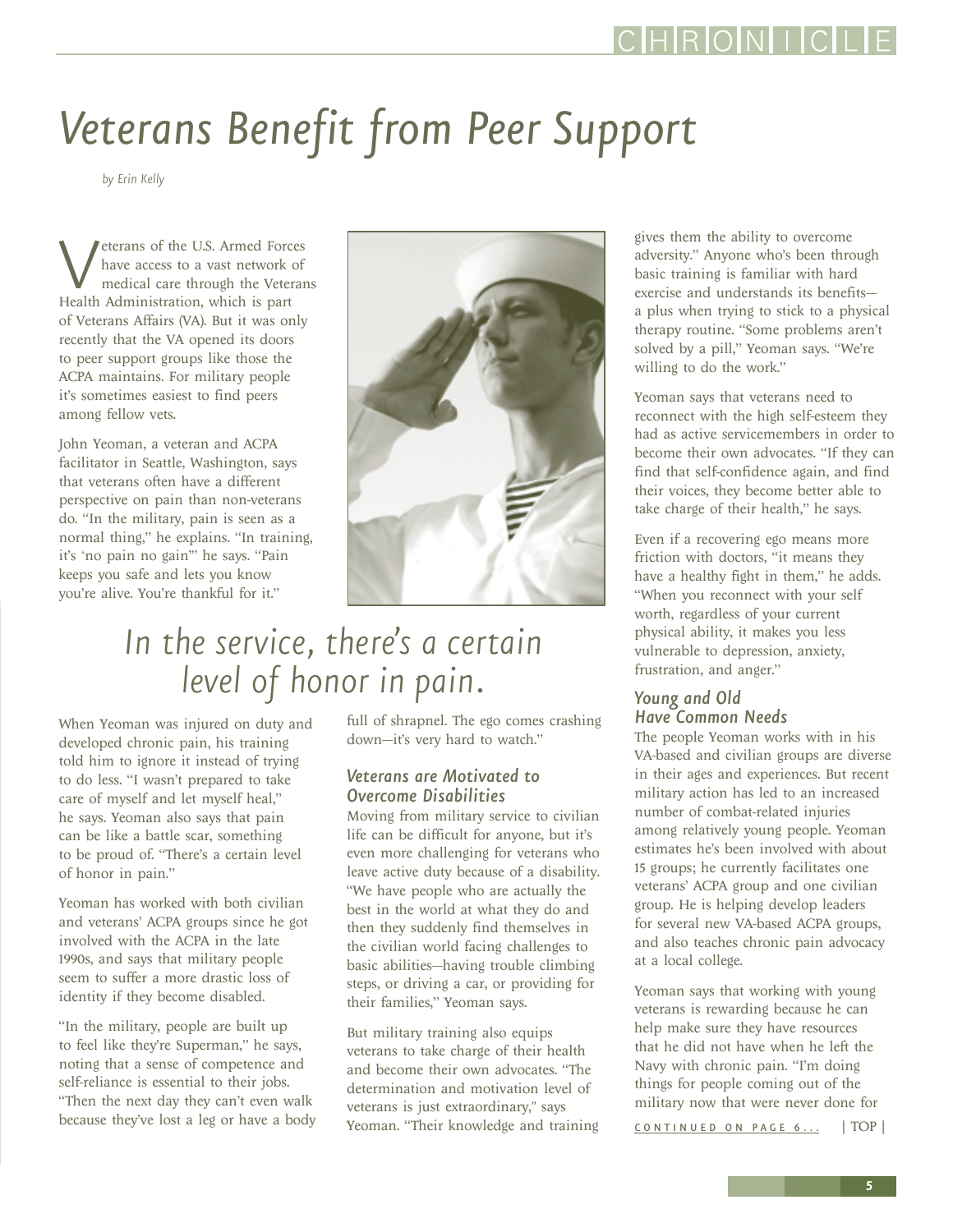# Veterans Benefit from Peer Support

*by Erin Kelly*

Veterans of the U.S. Armed Forces have access to a vast network of medical care through the Veterans Health Administration, which is part of Veterans Affairs (VA). But it was only recently that the VA opened its doors to peer support groups like those the ACPA maintains. For military people it's sometimes easiest to find peers among fellow vets.

John Yeoman, a veteran and ACPA facilitator in Seattle, Washington, says that veterans often have a different perspective on pain than non-veterans do. "In the military, pain is seen as a normal thing," he explains. "In training, it's 'no pain no gain'" he says. "Pain keeps you safe and lets you know you're alive. You're thankful for it."

*In the service, there's a certain level of honor in pain.*

When Yeoman was injured on duty and developed chronic pain, his training told him to ignore it instead of trying to do less. "I wasn't prepared to take care of myself and let myself heal," he says. Yeoman also says that pain can be like a battle scar, something to be proud of. "There's a certain level of honor in pain."

Yeoman has worked with both civilian and veterans' ACPA groups since he got involved with the ACPA in the late 1990s, and says that military people seem to suffer a more drastic loss of identity if they become disabled.

"In the military, people are built up to feel like they're Superman," he says, noting that a sense of competence and self-reliance is essential to their jobs. "Then the next day they can't even walk because they've lost a leg or have a body full of shrapnel. The ego comes crashing down—it's very hard to watch."

### Veterans are Motivated to Overcome Disabilities

Moving from military service to civilian life can be difficult for anyone, but it's even more challenging for veterans who leave active duty because of a disability. "We have people who are actually the best in the world at what they do and then they suddenly find themselves in the civilian world facing challenges to basic abilities—having trouble climbing steps, or driving a car, or providing for their families," Yeoman says.

But military training also equips veterans to take charge of their health and become their own advocates. "The determination and motivation level of veterans is just extraordinary," says Yeoman. "Their knowledge and training gives them the ability to overcome adversity." Anyone who's been through basic training is familiar with hard exercise and understands its benefits—a plus when trying to stick to a physical therapy routine. "Some problems aren't solved by a pill," Yeoman says. "We're willing to do the work."

Yeoman says that veterans need to reconnect with the high self-esteem they had as active servicemembers in order to become their own advocates. "If they can find that self-confidence again, and find their voices, they become better able to take charge of their health," he says.

Even if a recovering ego means more friction with doctors, "it means they have a healthy fight in them," he adds. "When you reconnect with your self worth, regardless of your current physical ability, it makes you less vulnerable to depression, anxiety, frustration, and anger."

### Young and Old Have Common Needs

The people Yeoman works with in his VA-based and civilian groups are diverse in their ages and experiences. But recent military action has led to an increased number of combat-related injuries among relatively young people. Yeoman estimates he's been involved with about 15 groups; he currently facilitates one veterans' ACPA group and one civilian group. He is helping develop leaders for several new VA-based ACPA groups, and also teaches chronic pain advocacy at a local college.

Yeoman says that working with young veterans is rewarding because he can help make sure they have resources that he did not have when he left the Navy with chronic pain. "I'm doing things for people coming out of the military now that were never done for

CONTINUED ON PAGE 6... | TOP |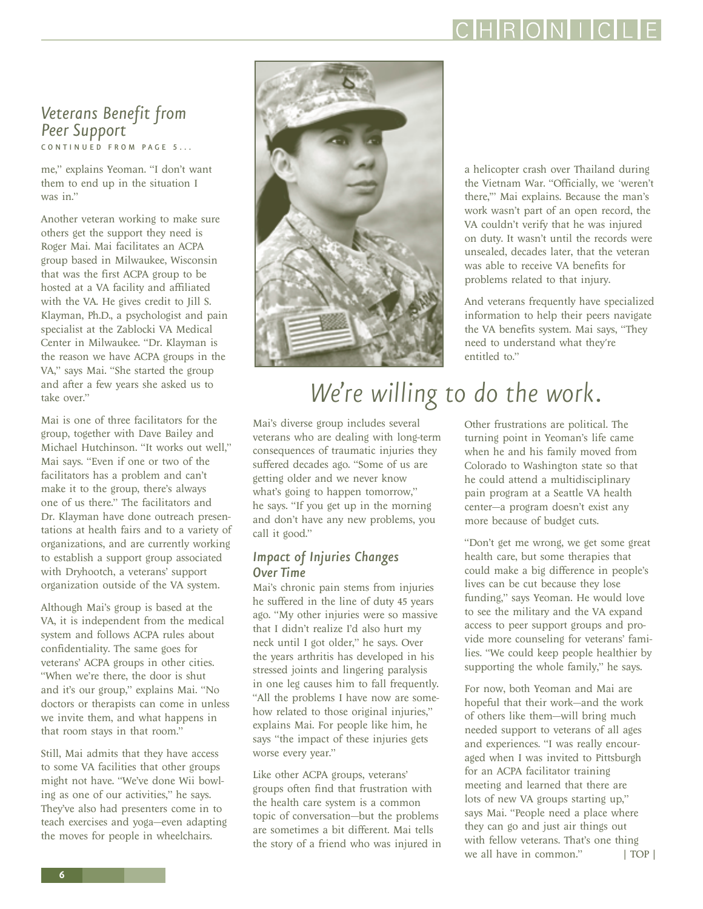## *Veterans Benefit from Peer Support*

CONTINUED FROM PAGE 5...

me," explains Yeoman. "I don't want them to end up in the situation I was in."

Another veteran working to make sure others get the support they need is Roger Mai. Mai facilitates an ACPA group based in Milwaukee, Wisconsin that was the first ACPA group to be hosted at a VA facility and affiliated with the VA. He gives credit to Jill S. Klayman, Ph.D., a psychologist and pain specialist at the Zablocki VA Medical Center in Milwaukee. "Dr. Klayman is the reason we have ACPA groups in the VA," says Mai. "She started the group and after a few years she asked us to take over."

Mai is one of three facilitators for the group, together with Dave Bailey and Michael Hutchinson. "It works out well," Mai says. "Even if one or two of the facilitators has a problem and can't make it to the group, there's always one of us there." The facilitators and Dr. Klayman have done outreach presentations at health fairs and to a variety of organizations, and are currently working to establish a support group associated with Dryhootch, a veterans' support organization outside of the VA system.

Although Mai's group is based at the VA, it is independent from the medical system and follows ACPA rules about confidentiality. The same goes for veterans' ACPA groups in other cities. "When we're there, the door is shut and it's our group," explains Mai. "No doctors or therapists can come in unless we invite them, and what happens in that room stays in that room."

Still, Mai admits that they have access to some VA facilities that other groups might not have. "We've done Wii bowling as one of our activities," he says. They've also had presenters come in to teach exercises and yoga—even adapting the moves for people in wheelchairs.

*We're willing to do the work.*

Mai's diverse group includes several veterans who are dealing with long-term consequences of traumatic injuries they suffered decades ago. "Some of us are getting older and we never know what's going to happen tomorrow," he says. "If you get up in the morning and don't have any new problems, you call it good."

### *Impact of Injuries Changes Over Time*

Mai's chronic pain stems from injuries he suffered in the line of duty 45 years ago. "My other injuries were so massive that I didn't realize I'd also hurt my neck until I got older," he says. Over the years arthritis has developed in his stressed joints and lingering paralysis in one leg causes him to fall frequently. "All the problems I have now are somehow related to those original injuries," explains Mai. For people like him, he says "the impact of these injuries gets worse every year."

Like other ACPA groups, veterans' groups often find that frustration with the health care system is a common topic of conversation—but the problems are sometimes a bit different. Mai tells the story of a friend who was injured in a helicopter crash over Thailand during the Vietnam War. "Officially, we 'weren't there,'" Mai explains. Because the man's work wasn't part of an open record, the VA couldn't verify that he was injured on duty. It wasn't until the records were unsealed, decades later, that the veteran was able to receive VA benefits for problems related to that injury.

And veterans frequently have specialized information to help their peers navigate the VA benefits system. Mai says, "They need to understand what they're entitled to."

Other frustrations are political. The turning point in Yeoman's life came when he and his family moved from Colorado to Washington state so that he could attend a multidisciplinary pain program at a Seattle VA health center—a program doesn't exist any more because of budget cuts.

"Don't get me wrong, we get some great health care, but some therapies that could make a big difference in people's lives can be cut because they lose funding," says Yeoman. He would love to see the military and the VA expand access to peer support groups and provide more counseling for veterans' families. "We could keep people healthier by supporting the whole family," he says.

For now, both Yeoman and Mai are hopeful that their work—and the work of others like them—will bring much needed support to veterans of all ages and experiences. "I was really encouraged when I was invited to Pittsburgh for an ACPA facilitator training meeting and learned that there are lots of new VA groups starting up," says Mai. "People need a place where they can go and just air things out with fellow veterans. That's one thing we all have in common."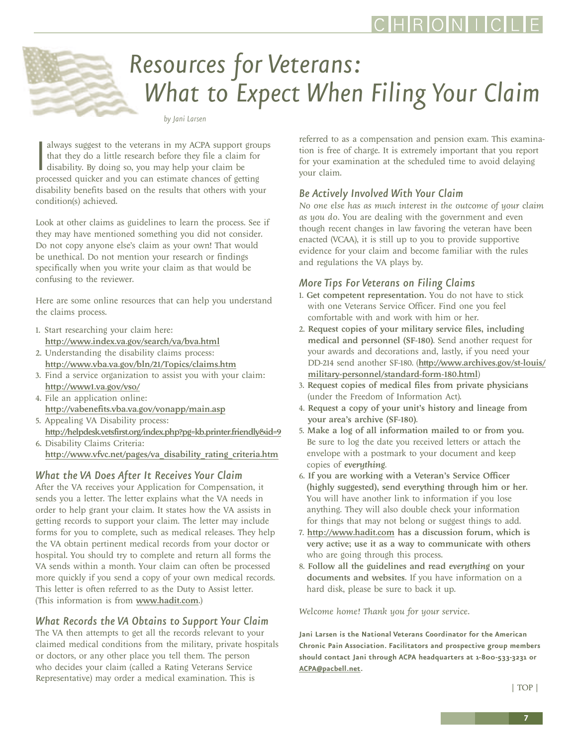# Resources for Veterans: What to Expect When Filing Your Claim

*by Jani Larsen*

I always suggest to the veterans in my ACPA support groups that they do a little research before they file a claim for disability. By doing so, you may help your claim be processed quicker and you can estimate chances of getting disability benefits based on the results that others with your condition(s) achieved.

Look at other claims as guidelines to learn the process. See if they may have mentioned something you did not consider. Do not copy anyone else's claim as your own! That would be unethical. Do not mention your research or findings specifically when you write your claim as that would be confusing to the reviewer.

Here are some online resources that can help you understand the claims process.

1. Start researching your claim here: **http://www.index.va.gov/search/va/bva.html**
2. Understanding the disability claims process: **http://www.vba.va.gov/bln/21/Topics/claims.htm**
3. Find a service organization to assist you with your claim: **http://www1.va.gov/vso/**
4. File an application online: **http://vabenefits.vba.va.gov/vonapp/main.asp**
5. Appealing VA Disability process: **http://helpdesk.vetsfirst.org/index.php?pg=kb.printer.friendly&id=9**
6. Disability Claims Criteria: **http://www.vfvc.net/pages/va_disability_rating_criteria.htm**

## What the VA Does After It Receives Your Claim

After the VA receives your Application for Compensation, it sends you a letter. The letter explains what the VA needs in order to help grant your claim. It states how the VA assists in getting records to support your claim. The letter may include forms for you to complete, such as medical releases. They help the VA obtain pertinent medical records from your doctor or hospital. You should try to complete and return all forms the VA sends within a month. Your claim can often be processed more quickly if you send a copy of your own medical records. This letter is often referred to as the Duty to Assist letter. (This information is from **www.hadit.com**.)

## What Records the VA Obtains to Support Your Claim

The VA then attempts to get all the records relevant to your claimed medical conditions from the military, private hospitals or doctors, or any other place you tell them. The person who decides your claim (called a Rating Veterans Service Representative) may order a medical examination. This is referred to as a compensation and pension exam. This examination is free of charge. It is extremely important that you report for your examination at the scheduled time to avoid delaying your claim.

## Be Actively Involved With Your Claim

*No one else has as much interest in the outcome of your claim as you do*. You are dealing with the government and even though recent changes in law favoring the veteran have been enacted (VCAA), it is still up to you to provide supportive evidence for your claim and become familiar with the rules and regulations the VA plays by.

## More Tips For Veterans on Filing Claims

1. **Get competent representation.** You do not have to stick with one Veterans Service Officer. Find one you feel comfortable with and work with him or her.
2. **Request copies of your military service files, including medical and personnel (SF-180).** Send another request for your awards and decorations and, lastly, if you need your DD-214 send another SF-180. (**http://www.archives.gov/st-louis/military-personnel/standard-form-180.html**)
3. **Request copies of medical files from private physicians** (under the Freedom of Information Act).
4. **Request a copy of your unit's history and lineage from your area's archive (SF-180).**
5. **Make a log of all information mailed to or from you.** Be sure to log the date you received letters or attach the envelope with a postmark to your document and keep copies of ***everything***.
6. **If you are working with a Veteran's Service Officer (highly suggested), send everything through him or her.** You will have another link to information if you lose anything. They will also double check your information for things that may not belong or suggest things to add.
7. **http://www.hadit.com has a discussion forum, which is very active; use it as a way to communicate with others** who are going through this process.
8. **Follow all the guidelines and read *everything* on your documents and websites.** If you have information on a hard disk, please be sure to back it up.

*Welcome home! Thank you for your service.*

**Jani Larsen is the National Veterans Coordinator for the American Chronic Pain Association. Facilitators and prospective group members should contact Jani through ACPA headquarters at 1-800-533-3231 or ACPA@pacbell.net.**

| TOP |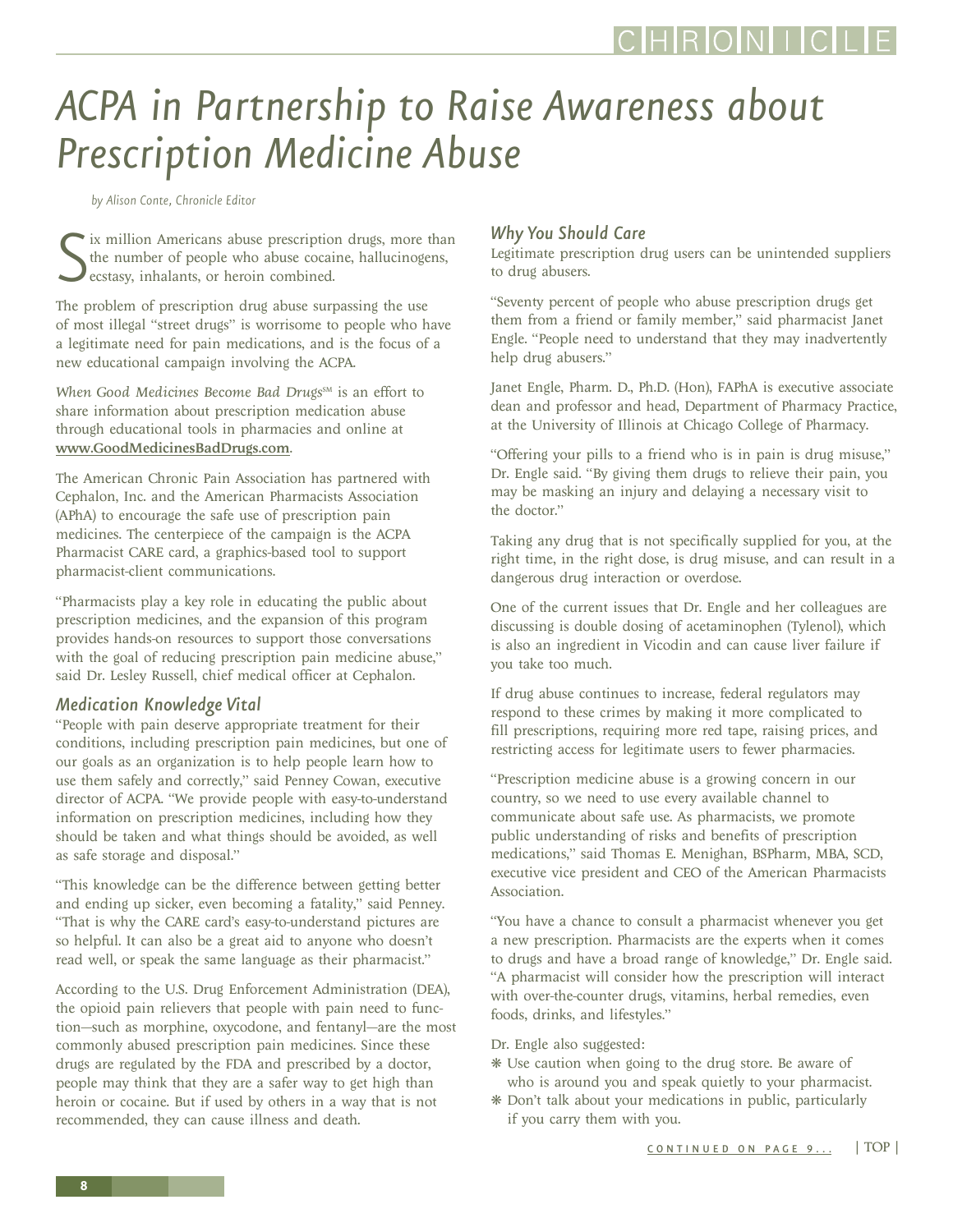# ACPA in Partnership to Raise Awareness about Prescription Medicine Abuse

*by Alison Conte, Chronicle Editor*

Six million Americans abuse prescription drugs, more than the number of people who abuse cocaine, hallucinogens, ecstasy, inhalants, or heroin combined.

The problem of prescription drug abuse surpassing the use of most illegal "street drugs" is worrisome to people who have a legitimate need for pain medications, and is the focus of a new educational campaign involving the ACPA.

*When Good Medicines Become Bad Drugs*SM is an effort to share information about prescription medication abuse through educational tools in pharmacies and online at **www.GoodMedicinesBadDrugs.com**.

The American Chronic Pain Association has partnered with Cephalon, Inc. and the American Pharmacists Association (APhA) to encourage the safe use of prescription pain medicines. The centerpiece of the campaign is the ACPA Pharmacist CARE card, a graphics-based tool to support pharmacist-client communications.

"Pharmacists play a key role in educating the public about prescription medicines, and the expansion of this program provides hands-on resources to support those conversations with the goal of reducing prescription pain medicine abuse," said Dr. Lesley Russell, chief medical officer at Cephalon.

## Medication Knowledge Vital

"People with pain deserve appropriate treatment for their conditions, including prescription pain medicines, but one of our goals as an organization is to help people learn how to use them safely and correctly," said Penney Cowan, executive director of ACPA. "We provide people with easy-to-understand information on prescription medicines, including how they should be taken and what things should be avoided, as well as safe storage and disposal."

"This knowledge can be the difference between getting better and ending up sicker, even becoming a fatality," said Penney. "That is why the CARE card's easy-to-understand pictures are so helpful. It can also be a great aid to anyone who doesn't read well, or speak the same language as their pharmacist."

According to the U.S. Drug Enforcement Administration (DEA), the opioid pain relievers that people with pain need to function—such as morphine, oxycodone, and fentanyl—are the most commonly abused prescription pain medicines. Since these drugs are regulated by the FDA and prescribed by a doctor, people may think that they are a safer way to get high than heroin or cocaine. But if used by others in a way that is not recommended, they can cause illness and death.

## Why You Should Care

Legitimate prescription drug users can be unintended suppliers to drug abusers.

"Seventy percent of people who abuse prescription drugs get them from a friend or family member," said pharmacist Janet Engle. "People need to understand that they may inadvertently help drug abusers."

Janet Engle, Pharm. D., Ph.D. (Hon), FAPhA is executive associate dean and professor and head, Department of Pharmacy Practice, at the University of Illinois at Chicago College of Pharmacy.

"Offering your pills to a friend who is in pain is drug misuse," Dr. Engle said. "By giving them drugs to relieve their pain, you may be masking an injury and delaying a necessary visit to the doctor."

Taking any drug that is not specifically supplied for you, at the right time, in the right dose, is drug misuse, and can result in a dangerous drug interaction or overdose.

One of the current issues that Dr. Engle and her colleagues are discussing is double dosing of acetaminophen (Tylenol), which is also an ingredient in Vicodin and can cause liver failure if you take too much.

If drug abuse continues to increase, federal regulators may respond to these crimes by making it more complicated to fill prescriptions, requiring more red tape, raising prices, and restricting access for legitimate users to fewer pharmacies.

"Prescription medicine abuse is a growing concern in our country, so we need to use every available channel to communicate about safe use. As pharmacists, we promote public understanding of risks and benefits of prescription medications," said Thomas E. Menighan, BSPharm, MBA, SCD, executive vice president and CEO of the American Pharmacists Association.

"You have a chance to consult a pharmacist whenever you get a new prescription. Pharmacists are the experts when it comes to drugs and have a broad range of knowledge," Dr. Engle said. "A pharmacist will consider how the prescription will interact with over-the-counter drugs, vitamins, herbal remedies, even foods, drinks, and lifestyles."

Dr. Engle also suggested:

- Use caution when going to the drug store. Be aware of who is around you and speak quietly to your pharmacist.
- Don't talk about your medications in public, particularly if you carry them with you.

CONTINUED ON PAGE 9...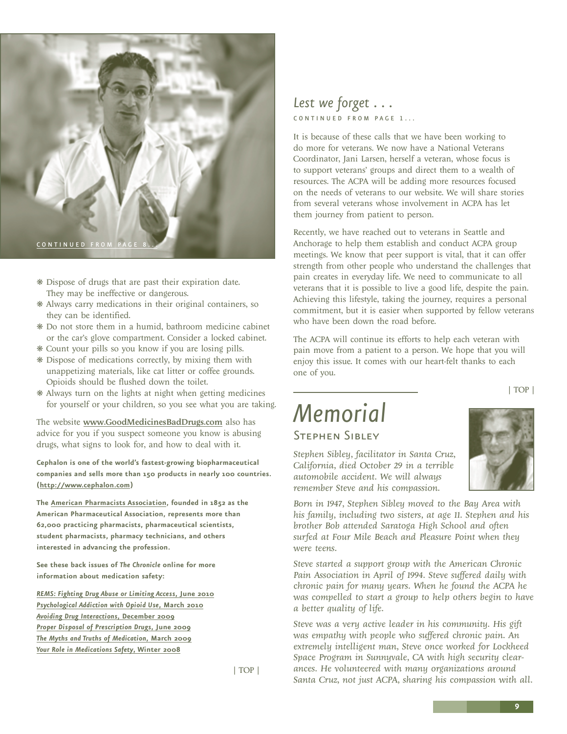CONTINUED FROM PAGE 8...

- Dispose of drugs that are past their expiration date. They may be ineffective or dangerous.
- Always carry medications in their original containers, so they can be identified.
- Do not store them in a humid, bathroom medicine cabinet or the car's glove compartment. Consider a locked cabinet.
- Count your pills so you know if you are losing pills.
- Dispose of medications correctly, by mixing them with unappetizing materials, like cat litter or coffee grounds. Opioids should be flushed down the toilet.
- Always turn on the lights at night when getting medicines for yourself or your children, so you see what you are taking.

The website **www.GoodMedicinesBadDrugs.com** also has advice for you if you suspect someone you know is abusing drugs, what signs to look for, and how to deal with it.

**Cephalon is one of the world's fastest-growing biopharmaceutical companies and sells more than 150 products in nearly 100 countries. (http://www.cephalon.com)**

**The American Pharmacists Association, founded in 1852 as the American Pharmaceutical Association, represents more than 62,000 practicing pharmacists, pharmaceutical scientists, student pharmacists, pharmacy technicians, and others interested in advancing the profession.**

**See these back issues of *The Chronicle* online for more information about medication safety:**

***REMS: Fighting Drug Abuse or Limiting Access*, June 2010**
***Psychological Addiction with Opioid Use*, March 2010**
***Avoiding Drug Interactions*, December 2009**
***Proper Disposal of Prescription Drugs*, June 2009**
***The Myths and Truths of Medication*, March 2009**
***Your Role in Medications Safety*, Winter 2008**

| TOP |

## *Lest we forget . . .*

CONTINUED FROM PAGE 1...

It is because of these calls that we have been working to do more for veterans. We now have a National Veterans Coordinator, Jani Larsen, herself a veteran, whose focus is to support veterans' groups and direct them to a wealth of resources. The ACPA will be adding more resources focused on the needs of veterans to our website. We will share stories from several veterans whose involvement in ACPA has let them journey from patient to person.

Recently, we have reached out to veterans in Seattle and Anchorage to help them establish and conduct ACPA group meetings. We know that peer support is vital, that it can offer strength from other people who understand the challenges that pain creates in everyday life. We need to communicate to all veterans that it is possible to live a good life, despite the pain. Achieving this lifestyle, taking the journey, requires a personal commitment, but it is easier when supported by fellow veterans who have been down the road before.

The ACPA will continue its efforts to help each veteran with pain move from a patient to a person. We hope that you will enjoy this issue. It comes with our heart-felt thanks to each one of you.

| TOP |

# *Memorial*

## Stephen Sibley

*Stephen Sibley, facilitator in Santa Cruz, California, died October 29 in a terrible automobile accident. We will always remember Steve and his compassion.*

*Born in 1947, Stephen Sibley moved to the Bay Area with his family, including two sisters, at age 11. Stephen and his brother Bob attended Saratoga High School and often surfed at Four Mile Beach and Pleasure Point when they were teens.*

*Steve started a support group with the American Chronic Pain Association in April of 1994. Steve suffered daily with chronic pain for many years. When he found the ACPA he was compelled to start a group to help others begin to have a better quality of life.*

*Steve was a very active leader in his community. His gift was empathy with people who suffered chronic pain. An extremely intelligent man, Steve once worked for Lockheed Space Program in Sunnyvale, CA with high security clearances. He volunteered with many organizations around Santa Cruz, not just ACPA, sharing his compassion with all.*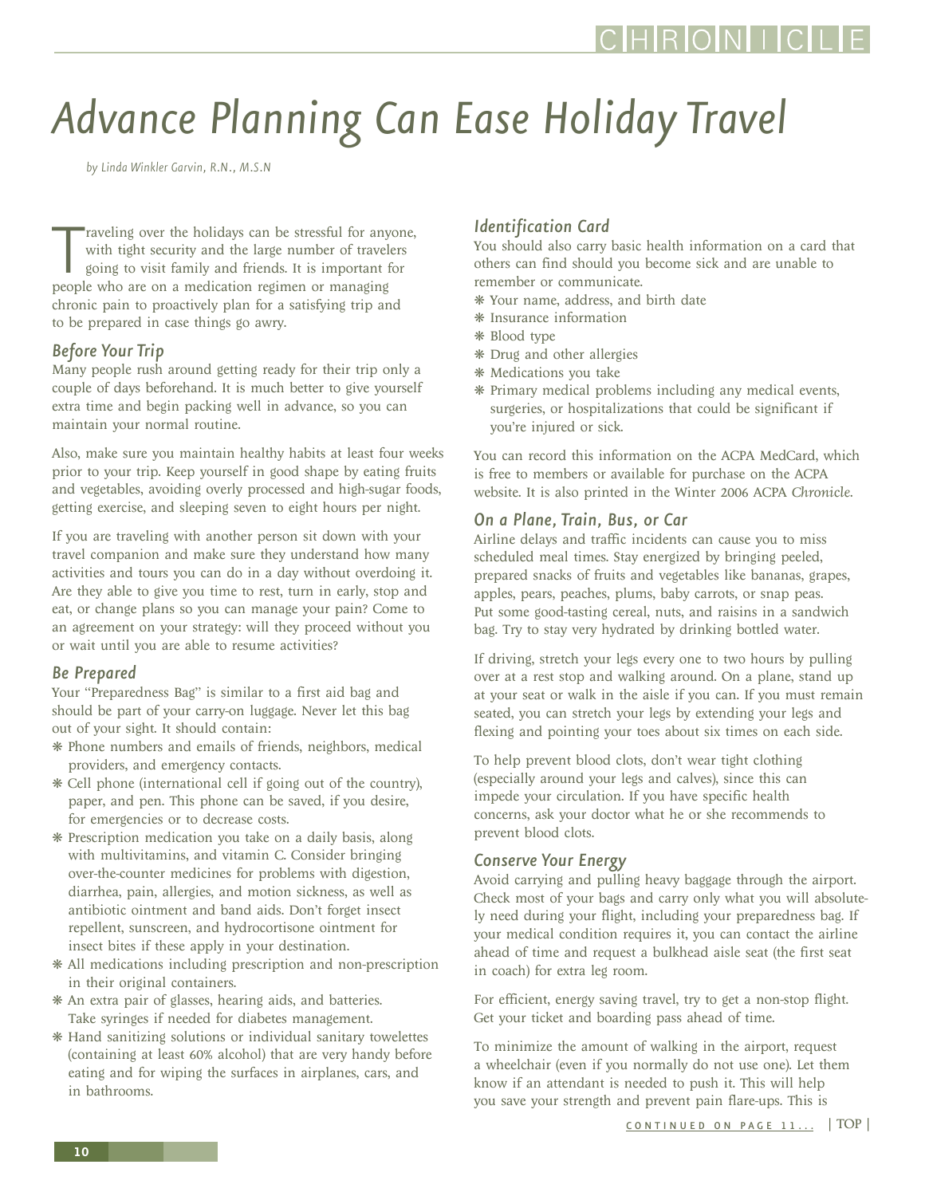# Advance Planning Can Ease Holiday Travel

*by Linda Winkler Garvin, R.N., M.S.N*

Traveling over the holidays can be stressful for anyone, with tight security and the large number of travelers going to visit family and friends. It is important for people who are on a medication regimen or managing chronic pain to proactively plan for a satisfying trip and to be prepared in case things go awry.

## Before Your Trip

Many people rush around getting ready for their trip only a couple of days beforehand. It is much better to give yourself extra time and begin packing well in advance, so you can maintain your normal routine.

Also, make sure you maintain healthy habits at least four weeks prior to your trip. Keep yourself in good shape by eating fruits and vegetables, avoiding overly processed and high-sugar foods, getting exercise, and sleeping seven to eight hours per night.

If you are traveling with another person sit down with your travel companion and make sure they understand how many activities and tours you can do in a day without overdoing it. Are they able to give you time to rest, turn in early, stop and eat, or change plans so you can manage your pain? Come to an agreement on your strategy: will they proceed without you or wait until you are able to resume activities?

## Be Prepared

Your "Preparedness Bag" is similar to a first aid bag and should be part of your carry-on luggage. Never let this bag out of your sight. It should contain:

- Phone numbers and emails of friends, neighbors, medical providers, and emergency contacts.
- Cell phone (international cell if going out of the country), paper, and pen. This phone can be saved, if you desire, for emergencies or to decrease costs.
- Prescription medication you take on a daily basis, along with multivitamins, and vitamin C. Consider bringing over-the-counter medicines for problems with digestion, diarrhea, pain, allergies, and motion sickness, as well as antibiotic ointment and band aids. Don't forget insect repellent, sunscreen, and hydrocortisone ointment for insect bites if these apply in your destination.
- All medications including prescription and non-prescription in their original containers.
- An extra pair of glasses, hearing aids, and batteries. Take syringes if needed for diabetes management.
- Hand sanitizing solutions or individual sanitary towelettes (containing at least 60% alcohol) that are very handy before eating and for wiping the surfaces in airplanes, cars, and in bathrooms.

## Identification Card

You should also carry basic health information on a card that others can find should you become sick and are unable to remember or communicate.

- Your name, address, and birth date
- Insurance information
- Blood type
- Drug and other allergies
- Medications you take
- Primary medical problems including any medical events, surgeries, or hospitalizations that could be significant if you're injured or sick.

You can record this information on the ACPA MedCard, which is free to members or available for purchase on the ACPA website. It is also printed in the Winter 2006 ACPA *Chronicle*.

## On a Plane, Train, Bus, or Car

Airline delays and traffic incidents can cause you to miss scheduled meal times. Stay energized by bringing peeled, prepared snacks of fruits and vegetables like bananas, grapes, apples, pears, peaches, plums, baby carrots, or snap peas. Put some good-tasting cereal, nuts, and raisins in a sandwich bag. Try to stay very hydrated by drinking bottled water.

If driving, stretch your legs every one to two hours by pulling over at a rest stop and walking around. On a plane, stand up at your seat or walk in the aisle if you can. If you must remain seated, you can stretch your legs by extending your legs and flexing and pointing your toes about six times on each side.

To help prevent blood clots, don't wear tight clothing (especially around your legs and calves), since this can impede your circulation. If you have specific health concerns, ask your doctor what he or she recommends to prevent blood clots.

## Conserve Your Energy

Avoid carrying and pulling heavy baggage through the airport. Check most of your bags and carry only what you will absolutely need during your flight, including your preparedness bag. If your medical condition requires it, you can contact the airline ahead of time and request a bulkhead aisle seat (the first seat in coach) for extra leg room.

For efficient, energy saving travel, try to get a non-stop flight. Get your ticket and boarding pass ahead of time.

To minimize the amount of walking in the airport, request a wheelchair (even if you normally do not use one). Let them know if an attendant is needed to push it. This will help you save your strength and prevent pain flare-ups. This is

CONTINUED ON PAGE 11...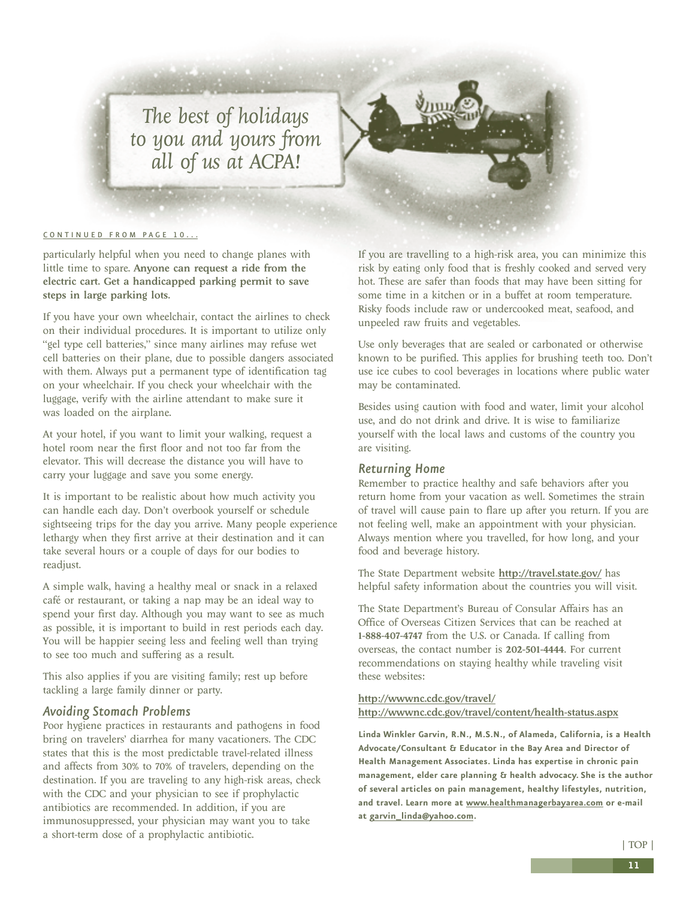The best of holidays to you and yours from all of us at ACPA!

CONTINUED FROM PAGE 10...

particularly helpful when you need to change planes with little time to spare. **Anyone can request a ride from the electric cart. Get a handicapped parking permit to save steps in large parking lots.**

If you have your own wheelchair, contact the airlines to check on their individual procedures. It is important to utilize only "gel type cell batteries," since many airlines may refuse wet cell batteries on their plane, due to possible dangers associated with them. Always put a permanent type of identification tag on your wheelchair. If you check your wheelchair with the luggage, verify with the airline attendant to make sure it was loaded on the airplane.

At your hotel, if you want to limit your walking, request a hotel room near the first floor and not too far from the elevator. This will decrease the distance you will have to carry your luggage and save you some energy.

It is important to be realistic about how much activity you can handle each day. Don't overbook yourself or schedule sightseeing trips for the day you arrive. Many people experience lethargy when they first arrive at their destination and it can take several hours or a couple of days for our bodies to readjust.

A simple walk, having a healthy meal or snack in a relaxed café or restaurant, or taking a nap may be an ideal way to spend your first day. Although you may want to see as much as possible, it is important to build in rest periods each day. You will be happier seeing less and feeling well than trying to see too much and suffering as a result.

This also applies if you are visiting family; rest up before tackling a large family dinner or party.

## Avoiding Stomach Problems

Poor hygiene practices in restaurants and pathogens in food bring on travelers' diarrhea for many vacationers. The CDC states that this is the most predictable travel-related illness and affects from 30% to 70% of travelers, depending on the destination. If you are traveling to any high-risk areas, check with the CDC and your physician to see if prophylactic antibiotics are recommended. In addition, if you are immunosuppressed, your physician may want you to take a short-term dose of a prophylactic antibiotic.

If you are travelling to a high-risk area, you can minimize this risk by eating only food that is freshly cooked and served very hot. These are safer than foods that may have been sitting for some time in a kitchen or in a buffet at room temperature. Risky foods include raw or undercooked meat, seafood, and unpeeled raw fruits and vegetables.

Use only beverages that are sealed or carbonated or otherwise known to be purified. This applies for brushing teeth too. Don't use ice cubes to cool beverages in locations where public water may be contaminated.

Besides using caution with food and water, limit your alcohol use, and do not drink and drive. It is wise to familiarize yourself with the local laws and customs of the country you are visiting.

## Returning Home

Remember to practice healthy and safe behaviors after you return home from your vacation as well. Sometimes the strain of travel will cause pain to flare up after you return. If you are not feeling well, make an appointment with your physician. Always mention where you travelled, for how long, and your food and beverage history.

The State Department website **http://travel.state.gov/** has helpful safety information about the countries you will visit.

The State Department's Bureau of Consular Affairs has an Office of Overseas Citizen Services that can be reached at **1-888-407-4747** from the U.S. or Canada. If calling from overseas, the contact number is **202-501-4444**. For current recommendations on staying healthy while traveling visit these websites:

**http://wwwnc.cdc.gov/travel/**
**http://wwwnc.cdc.gov/travel/content/health-status.aspx**

**Linda Winkler Garvin, R.N., M.S.N., of Alameda, California, is a Health Advocate/Consultant & Educator in the Bay Area and Director of Health Management Associates. Linda has expertise in chronic pain management, elder care planning & health advocacy. She is the author of several articles on pain management, healthy lifestyles, nutrition, and travel. Learn more at www.healthmanagerbayarea.com or e-mail at garvin_linda@yahoo.com.**

| TOP |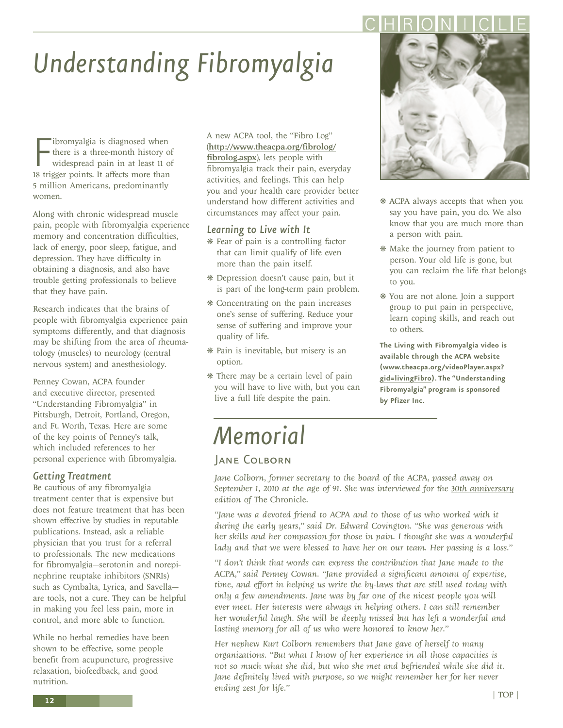# Understanding Fibromyalgia

Fibromyalgia is diagnosed when there is a three-month history of widespread pain in at least 11 of 18 trigger points. It affects more than 5 million Americans, predominantly women.

Along with chronic widespread muscle pain, people with fibromyalgia experience memory and concentration difficulties, lack of energy, poor sleep, fatigue, and depression. They have difficulty in obtaining a diagnosis, and also have trouble getting professionals to believe that they have pain.

Research indicates that the brains of people with fibromyalgia experience pain symptoms differently, and that diagnosis may be shifting from the area of rheumatology (muscles) to neurology (central nervous system) and anesthesiology.

Penney Cowan, ACPA founder and executive director, presented "Understanding Fibromyalgia" in Pittsburgh, Detroit, Portland, Oregon, and Ft. Worth, Texas. Here are some of the key points of Penney's talk, which included references to her personal experience with fibromyalgia.

### Getting Treatment

Be cautious of any fibromyalgia treatment center that is expensive but does not feature treatment that has been shown effective by studies in reputable publications. Instead, ask a reliable physician that you trust for a referral to professionals. The new medications for fibromyalgia—serotonin and norepinephrine reuptake inhibitors (SNRIs) such as Cymbalta, Lyrica, and Savella—are tools, not a cure. They can be helpful in making you feel less pain, more in control, and more able to function.

While no herbal remedies have been shown to be effective, some people benefit from acupuncture, progressive relaxation, biofeedback, and good nutrition.

A new ACPA tool, the "Fibro Log" (**http://www.theacpa.org/fibrolog/fibrolog.aspx**), lets people with fibromyalgia track their pain, everyday activities, and feelings. This can help you and your health care provider better understand how different activities and circumstances may affect your pain.

### Learning to Live with It

- Fear of pain is a controlling factor that can limit qualify of life even more than the pain itself.
- Depression doesn't cause pain, but it is part of the long-term pain problem.
- Concentrating on the pain increases one's sense of suffering. Reduce your sense of suffering and improve your quality of life.
- Pain is inevitable, but misery is an option.
- There may be a certain level of pain you will have to live with, but you can live a full life despite the pain.
- ACPA always accepts that when you say you have pain, you do. We also know that you are much more than a person with pain.
- Make the journey from patient to person. Your old life is gone, but you can reclaim the life that belongs to you.
- You are not alone. Join a support group to put pain in perspective, learn coping skills, and reach out to others.

**The Living with Fibromyalgia video is available through the ACPA website (www.theacpa.org/videoPlayer.aspx?gid=livingFibro). The "Understanding Fibromyalgia" program is sponsored by Pfizer Inc.**

# Memorial

## Jane Colborn

*Jane Colborn, former secretary to the board of the ACPA, passed away on September 1, 2010 at the age of 91. She was interviewed for the 30th anniversary edition of* The Chronicle.

*"Jane was a devoted friend to ACPA and to those of us who worked with it during the early years," said Dr. Edward Covington. "She was generous with her skills and her compassion for those in pain. I thought she was a wonderful lady and that we were blessed to have her on our team. Her passing is a loss."*

*"I don't think that words can express the contribution that Jane made to the ACPA," said Penney Cowan. "Jane provided a significant amount of expertise, time, and effort in helping us write the by-laws that are still used today with only a few amendments. Jane was by far one of the nicest people you will ever meet. Her interests were always in helping others. I can still remember her wonderful laugh. She will be deeply missed but has left a wonderful and lasting memory for all of us who were honored to know her."*

*Her nephew Kurt Colborn remembers that Jane gave of herself to many organizations. "But what I know of her experience in all those capacities is not so much what she did, but who she met and befriended while she did it. Jane definitely lived with purpose, so we might remember her for her never ending zest for life."*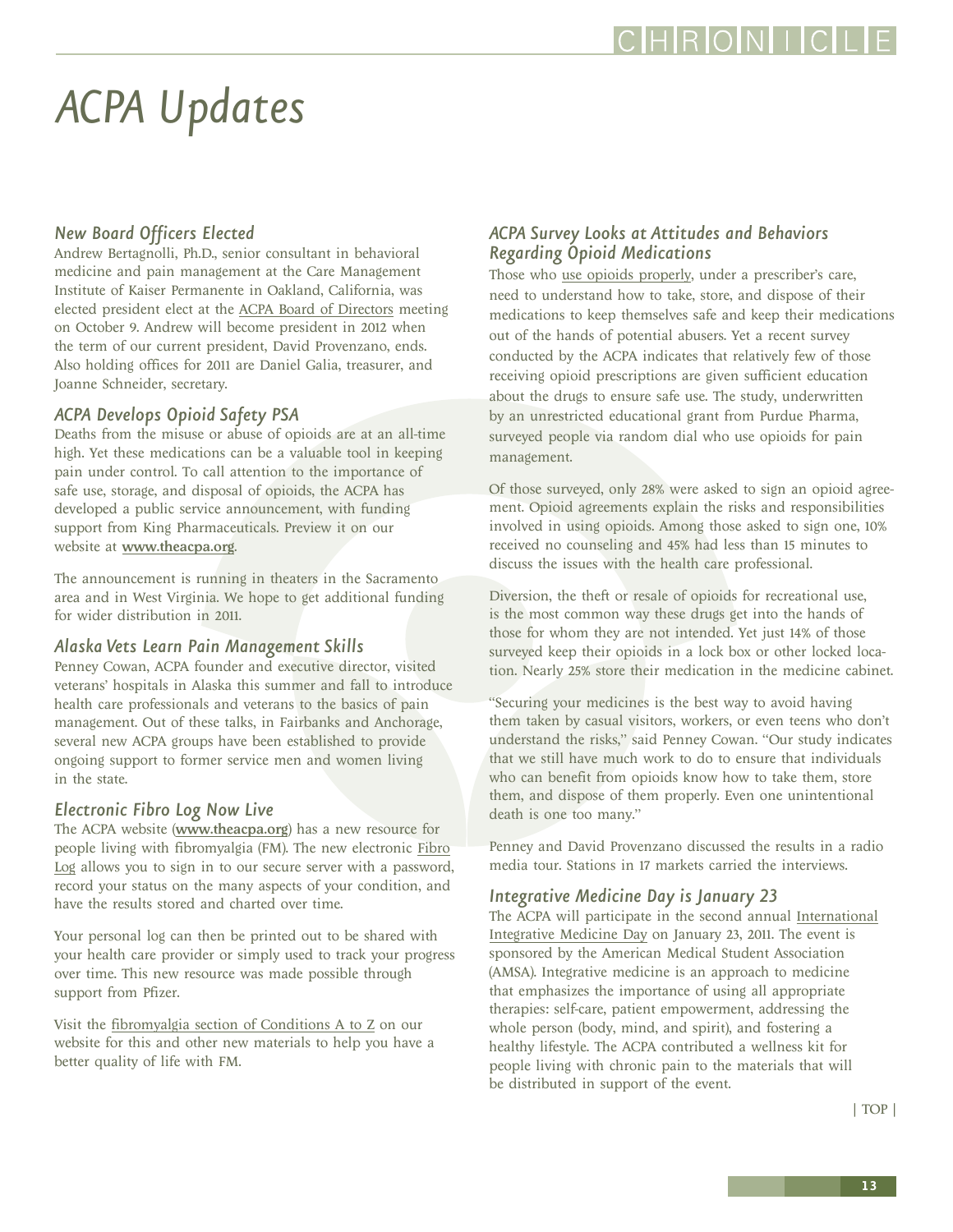# ACPA Updates

## New Board Officers Elected

Andrew Bertagnolli, Ph.D., senior consultant in behavioral medicine and pain management at the Care Management Institute of Kaiser Permanente in Oakland, California, was elected president elect at the ACPA Board of Directors meeting on October 9. Andrew will become president in 2012 when the term of our current president, David Provenzano, ends. Also holding offices for 2011 are Daniel Galia, treasurer, and Joanne Schneider, secretary.

## ACPA Develops Opioid Safety PSA

Deaths from the misuse or abuse of opioids are at an all-time high. Yet these medications can be a valuable tool in keeping pain under control. To call attention to the importance of safe use, storage, and disposal of opioids, the ACPA has developed a public service announcement, with funding support from King Pharmaceuticals. Preview it on our website at **www.theacpa.org**.

The announcement is running in theaters in the Sacramento area and in West Virginia. We hope to get additional funding for wider distribution in 2011.

## Alaska Vets Learn Pain Management Skills

Penney Cowan, ACPA founder and executive director, visited veterans' hospitals in Alaska this summer and fall to introduce health care professionals and veterans to the basics of pain management. Out of these talks, in Fairbanks and Anchorage, several new ACPA groups have been established to provide ongoing support to former service men and women living in the state.

## Electronic Fibro Log Now Live

The ACPA website (**www.theacpa.org**) has a new resource for people living with fibromyalgia (FM). The new electronic Fibro Log allows you to sign in to our secure server with a password, record your status on the many aspects of your condition, and have the results stored and charted over time.

Your personal log can then be printed out to be shared with your health care provider or simply used to track your progress over time. This new resource was made possible through support from Pfizer.

Visit the fibromyalgia section of Conditions A to Z on our website for this and other new materials to help you have a better quality of life with FM.

## ACPA Survey Looks at Attitudes and Behaviors Regarding Opioid Medications

Those who use opioids properly, under a prescriber's care, need to understand how to take, store, and dispose of their medications to keep themselves safe and keep their medications out of the hands of potential abusers. Yet a recent survey conducted by the ACPA indicates that relatively few of those receiving opioid prescriptions are given sufficient education about the drugs to ensure safe use. The study, underwritten by an unrestricted educational grant from Purdue Pharma, surveyed people via random dial who use opioids for pain management.

Of those surveyed, only 28% were asked to sign an opioid agreement. Opioid agreements explain the risks and responsibilities involved in using opioids. Among those asked to sign one, 10% received no counseling and 45% had less than 15 minutes to discuss the issues with the health care professional.

Diversion, the theft or resale of opioids for recreational use, is the most common way these drugs get into the hands of those for whom they are not intended. Yet just 14% of those surveyed keep their opioids in a lock box or other locked location. Nearly 25% store their medication in the medicine cabinet.

"Securing your medicines is the best way to avoid having them taken by casual visitors, workers, or even teens who don't understand the risks," said Penney Cowan. "Our study indicates that we still have much work to do to ensure that individuals who can benefit from opioids know how to take them, store them, and dispose of them properly. Even one unintentional death is one too many."

Penney and David Provenzano discussed the results in a radio media tour. Stations in 17 markets carried the interviews.

## Integrative Medicine Day is January 23

The ACPA will participate in the second annual International Integrative Medicine Day on January 23, 2011. The event is sponsored by the American Medical Student Association (AMSA). Integrative medicine is an approach to medicine that emphasizes the importance of using all appropriate therapies: self-care, patient empowerment, addressing the whole person (body, mind, and spirit), and fostering a healthy lifestyle. The ACPA contributed a wellness kit for people living with chronic pain to the materials that will be distributed in support of the event.

| TOP |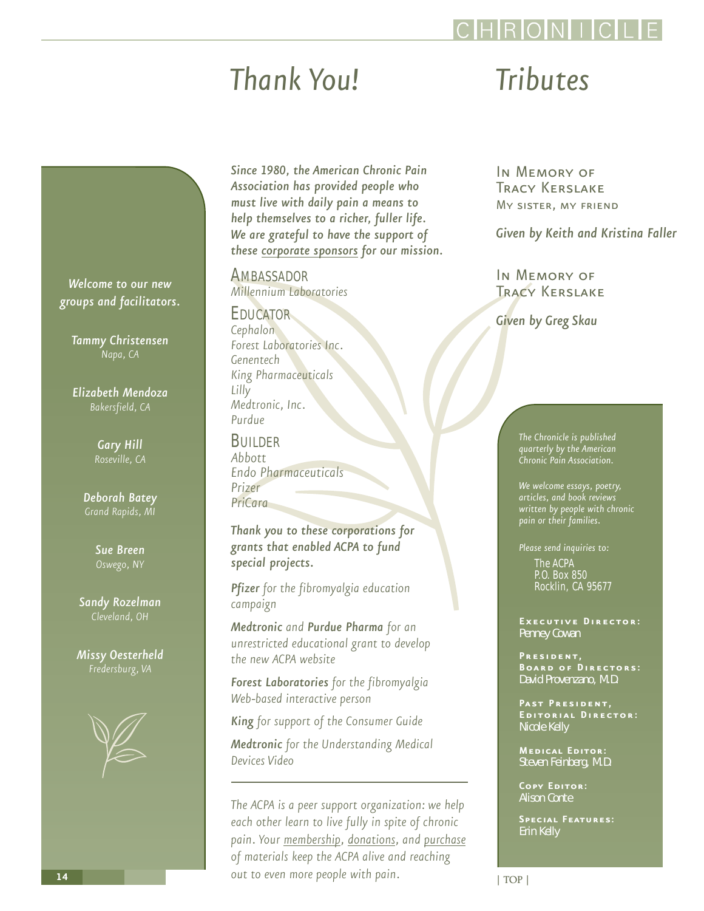# Thank You!

*Since 1980, the American Chronic Pain Association has provided people who must live with daily pain a means to help themselves to a richer, fuller life. We are grateful to have the support of these corporate sponsors for our mission.*

### Ambassador
*Millennium Laboratories*

### Educator
*Cephalon*
*Forest Laboratories Inc.*
*Genentech*
*King Pharmaceuticals*
*Lilly*
*Medtronic, Inc.*
*Purdue*

### Builder
*Abbott*
*Endo Pharmaceuticals*
*Prizer*
*PriCara*

***Thank you to these corporations for grants that enabled ACPA to fund special projects.***

***Pfizer*** *for the fibromyalgia education campaign*

***Medtronic*** *and* ***Purdue Pharma*** *for an unrestricted educational grant to develop the new ACPA website*

***Forest Laboratories*** *for the fibromyalgia Web-based interactive person*

***King*** *for support of the Consumer Guide*

***Medtronic*** *for the Understanding Medical Devices Video*

---

*The ACPA is a peer support organization: we help each other learn to live fully in spite of chronic pain. Your membership, donations, and purchase of materials keep the ACPA alive and reaching out to even more people with pain.*

***Welcome to our new groups and facilitators.***

***Tammy Christensen***
*Napa, CA*

***Elizabeth Mendoza***
*Bakersfield, CA*

***Gary Hill***
*Roseville, CA*

***Deborah Batey***
*Grand Rapids, MI*

***Sue Breen***
*Oswego, NY*

***Sandy Rozelman***
*Cleveland, OH*

***Missy Oesterheld***
*Fredersburg, VA*

# Tributes

### In Memory of Tracy Kerslake
My sister, my friend

***Given by Keith and Kristina Faller***

### In Memory of Tracy Kerslake

***Given by Greg Skau***

*The Chronicle is published quarterly by the American Chronic Pain Association.*

*We welcome essays, poetry, articles, and book reviews written by people with chronic pain or their families.*

*Please send inquiries to:*

The ACPA
P.O. Box 850
Rocklin, CA 95677

**Executive Director:**
Penney Cowan

**President, Board of Directors:**
David Provenzano, M.D.

**Past President, Editorial Director:**
Nicole Kelly

**Medical Editor:**
Steven Feinberg, M.D.

**Copy Editor:**
Alison Conte

**Special Features:**
Erin Kelly

| TOP |